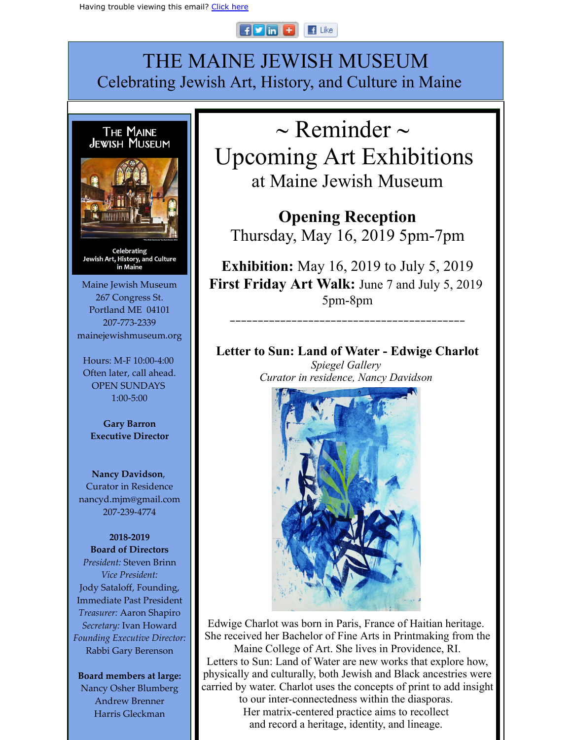Having trouble viewing this email? Click here

# THE MAINE JEWISH MUSEUM

Celebrating Jewish Art, History, and Culture in Maine

# ~ Reminder ~
# Upcoming Art Exhibitions
## at Maine Jewish Museum

**Opening Reception**
Thursday, May 16, 2019 5pm-7pm

**Exhibition:** May 16, 2019 to July 5, 2019
**First Friday Art Walk:** June 7 and July 5, 2019
5pm-8pm

---

### Letter to Sun: Land of Water - Edwige Charlot

*Spiegel Gallery*
*Curator in residence, Nancy Davidson*

Edwige Charlot was born in Paris, France of Haitian heritage. She received her Bachelor of Fine Arts in Printmaking from the Maine College of Art. She lives in Providence, RI.
Letters to Sun: Land of Water are new works that explore how, physically and culturally, both Jewish and Black ancestries were carried by water. Charlot uses the concepts of print to add insight to our inter-connectedness within the diasporas.
Her matrix-centered practice aims to recollect and record a heritage, identity, and lineage.

---

The Maine Jewish Museum
Celebrating Jewish Art, History, and Culture in Maine

Maine Jewish Museum
267 Congress St.
Portland ME 04101
207-773-2339
mainejewishmuseum.org

Hours: M-F 10:00-4:00
Often later, call ahead.
OPEN SUNDAYS
1:00-5:00

**Gary Barron**
**Executive Director**

**Nancy Davidson**,
Curator in Residence
nancyd.mjm@gmail.com
207-239-4774

**2018-2019**
**Board of Directors**
*President:* Steven Brinn
*Vice President:*
Jody Sataloff, Founding, Immediate Past President
*Treasurer:* Aaron Shapiro
*Secretary:* Ivan Howard
*Founding Executive Director:* Rabbi Gary Berenson

**Board members at large:**
Nancy Osher Blumberg
Andrew Brenner
Harris Gleckman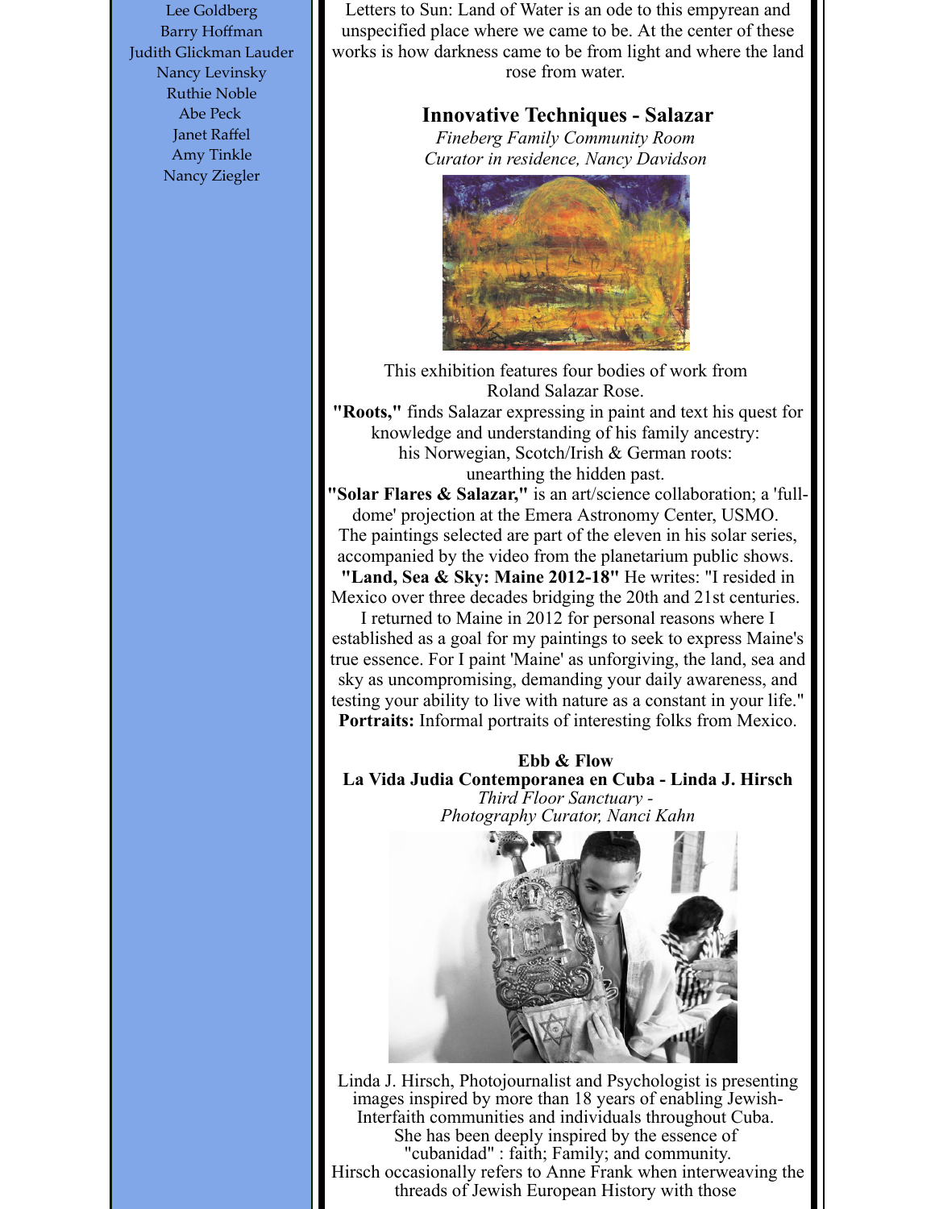Lee Goldberg
Barry Hoffman
Judith Glickman Lauder
Nancy Levinsky
Ruthie Noble
Abe Peck
Janet Raffel
Amy Tinkle
Nancy Ziegler

Letters to Sun: Land of Water is an ode to this empyrean and unspecified place where we came to be. At the center of these works is how darkness came to be from light and where the land rose from water.

## Innovative Techniques - Salazar

*Fineberg Family Community Room*
*Curator in residence, Nancy Davidson*

This exhibition features four bodies of work from Roland Salazar Rose.

**"Roots,"** finds Salazar expressing in paint and text his quest for knowledge and understanding of his family ancestry: his Norwegian, Scotch/Irish & German roots: unearthing the hidden past.

**"Solar Flares & Salazar,"** is an art/science collaboration; a 'full-dome' projection at the Emera Astronomy Center, USMO. The paintings selected are part of the eleven in his solar series, accompanied by the video from the planetarium public shows.

**"Land, Sea & Sky: Maine 2012-18"** He writes: "I resided in Mexico over three decades bridging the 20th and 21st centuries. I returned to Maine in 2012 for personal reasons where I established as a goal for my paintings to seek to express Maine's true essence. For I paint 'Maine' as unforgiving, the land, sea and sky as uncompromising, demanding your daily awareness, and testing your ability to live with nature as a constant in your life."

**Portraits:** Informal portraits of interesting folks from Mexico.

**Ebb & Flow**
**La Vida Judia Contemporanea en Cuba - Linda J. Hirsch**

*Third Floor Sanctuary -*
*Photography Curator, Nanci Kahn*

Linda J. Hirsch, Photojournalist and Psychologist is presenting images inspired by more than 18 years of enabling Jewish-Interfaith communities and individuals throughout Cuba. She has been deeply inspired by the essence of "cubanidad" : faith; Family; and community. Hirsch occasionally refers to Anne Frank when interweaving the threads of Jewish European History with those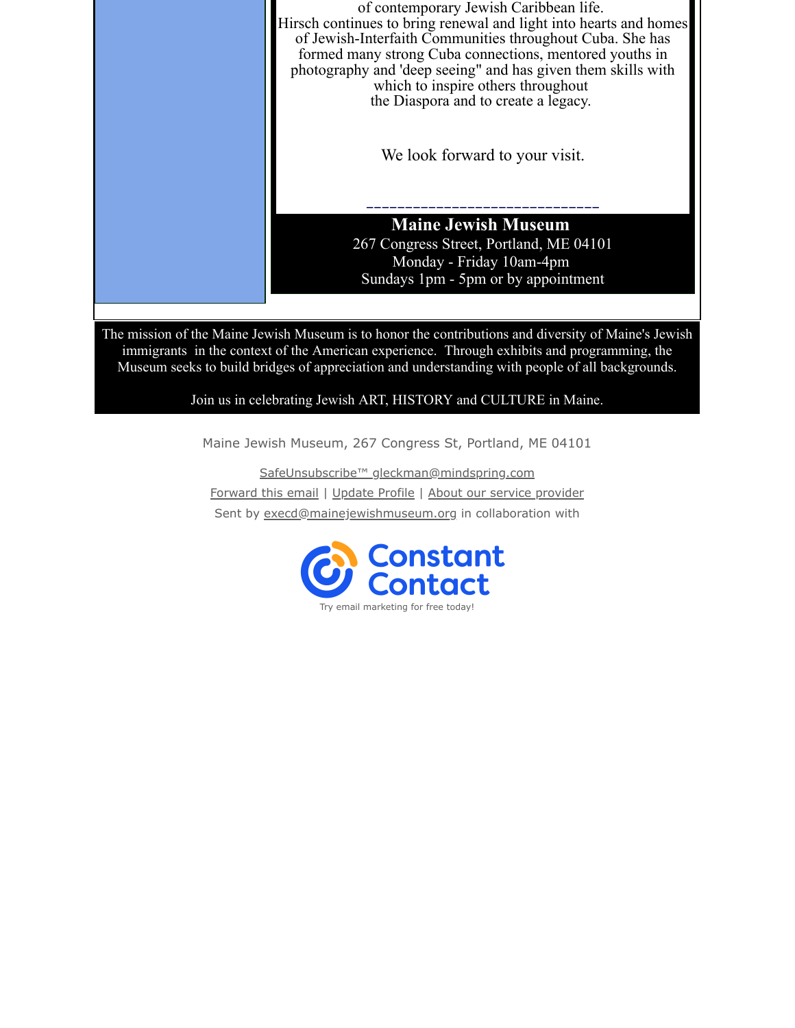of contemporary Jewish Caribbean life.
Hirsch continues to bring renewal and light into hearts and homes of Jewish-Interfaith Communities throughout Cuba. She has formed many strong Cuba connections, mentored youths in photography and 'deep seeing" and has given them skills with which to inspire others throughout the Diaspora and to create a legacy.

We look forward to your visit.

______________________________

**Maine Jewish Museum**
267 Congress Street, Portland, ME 04101
Monday - Friday 10am-4pm
Sundays 1pm - 5pm or by appointment

The mission of the Maine Jewish Museum is to honor the contributions and diversity of Maine's Jewish immigrants in the context of the American experience. Through exhibits and programming, the Museum seeks to build bridges of appreciation and understanding with people of all backgrounds.

Join us in celebrating Jewish ART, HISTORY and CULTURE in Maine.

Maine Jewish Museum, 267 Congress St, Portland, ME 04101

SafeUnsubscribe™ gleckman@mindspring.com
Forward this email | Update Profile | About our service provider
Sent by execd@mainejewishmuseum.org in collaboration with

Constant Contact
Try email marketing for free today!